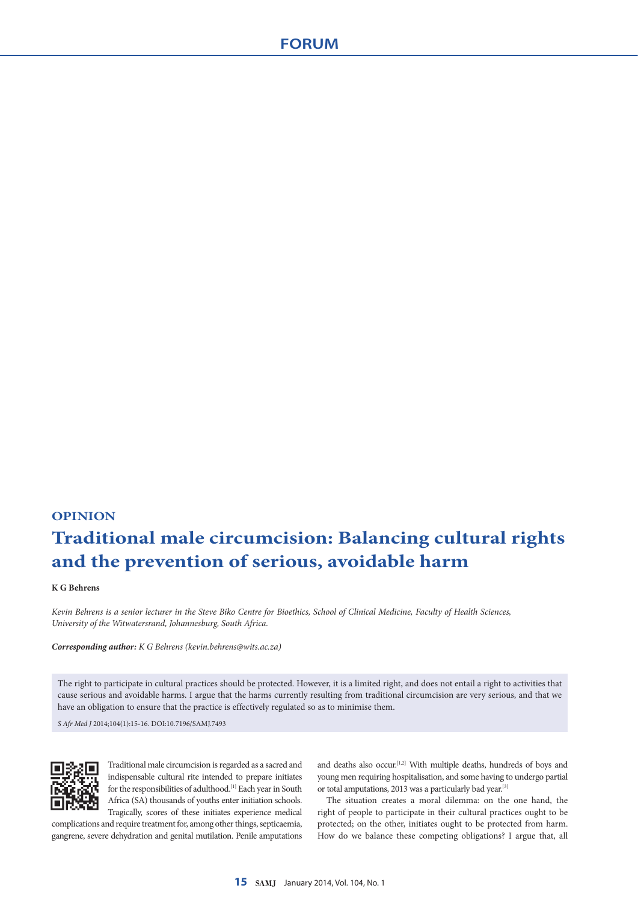OPINION

# Traditional male circumcision: Balancing cultural rights and the prevention of serious, avoidable harm

**K G Behrens**

*Kevin Behrens is a senior lecturer in the Steve Biko Centre for Bioethics, School of Clinical Medicine, Faculty of Health Sciences, University of the Witwatersrand, Johannesburg, South Africa.*

***Corresponding author:** K G Behrens (kevin.behrens@wits.ac.za)*

The right to participate in cultural practices should be protected. However, it is a limited right, and does not entail a right to activities that cause serious and avoidable harms. I argue that the harms currently resulting from traditional circumcision are very serious, and that we have an obligation to ensure that the practice is effectively regulated so as to minimise them.

*S Afr Med J* 2014;104(1):15-16. DOI:10.7196/SAMJ.7493

Traditional male circumcision is regarded as a sacred and indispensable cultural rite intended to prepare initiates for the responsibilities of adulthood.[1] Each year in South Africa (SA) thousands of youths enter initiation schools. Tragically, scores of these initiates experience medical complications and require treatment for, among other things, septicaemia, gangrene, severe dehydration and genital mutilation. Penile amputations and deaths also occur.[1,2] With multiple deaths, hundreds of boys and young men requiring hospitalisation, and some having to undergo partial or total amputations, 2013 was a particularly bad year.[3]

The situation creates a moral dilemma: on the one hand, the right of people to participate in their cultural practices ought to be protected; on the other, initiates ought to be protected from harm. How do we balance these competing obligations? I argue that, all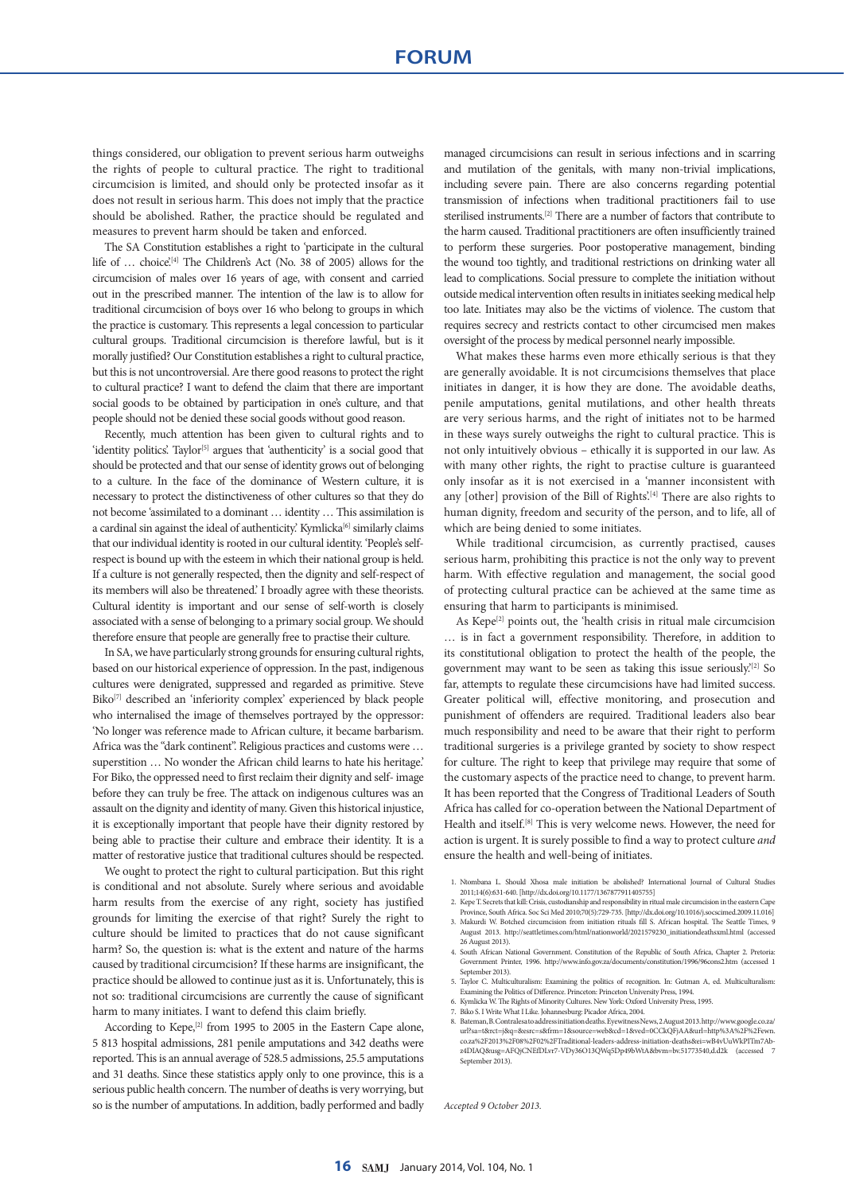things considered, our obligation to prevent serious harm outweighs the rights of people to cultural practice. The right to traditional circumcision is limited, and should only be protected insofar as it does not result in serious harm. This does not imply that the practice should be abolished. Rather, the practice should be regulated and measures to prevent harm should be taken and enforced.

The SA Constitution establishes a right to 'participate in the cultural life of … choice'.[4] The Children's Act (No. 38 of 2005) allows for the circumcision of males over 16 years of age, with consent and carried out in the prescribed manner. The intention of the law is to allow for traditional circumcision of boys over 16 who belong to groups in which the practice is customary. This represents a legal concession to particular cultural groups. Traditional circumcision is therefore lawful, but is it morally justified? Our Constitution establishes a right to cultural practice, but this is not uncontroversial. Are there good reasons to protect the right to cultural practice? I want to defend the claim that there are important social goods to be obtained by participation in one's culture, and that people should not be denied these social goods without good reason.

Recently, much attention has been given to cultural rights and to 'identity politics'. Taylor[5] argues that 'authenticity' is a social good that should be protected and that our sense of identity grows out of belonging to a culture. In the face of the dominance of Western culture, it is necessary to protect the distinctiveness of other cultures so that they do not become 'assimilated to a dominant … identity … This assimilation is a cardinal sin against the ideal of authenticity.' Kymlicka[6] similarly claims that our individual identity is rooted in our cultural identity. 'People's self-respect is bound up with the esteem in which their national group is held. If a culture is not generally respected, then the dignity and self-respect of its members will also be threatened.' I broadly agree with these theorists. Cultural identity is important and our sense of self-worth is closely associated with a sense of belonging to a primary social group. We should therefore ensure that people are generally free to practise their culture.

In SA, we have particularly strong grounds for ensuring cultural rights, based on our historical experience of oppression. In the past, indigenous cultures were denigrated, suppressed and regarded as primitive. Steve Biko[7] described an 'inferiority complex' experienced by black people who internalised the image of themselves portrayed by the oppressor: 'No longer was reference made to African culture, it became barbarism. Africa was the "dark continent". Religious practices and customs were … superstition … No wonder the African child learns to hate his heritage.' For Biko, the oppressed need to first reclaim their dignity and self- image before they can truly be free. The attack on indigenous cultures was an assault on the dignity and identity of many. Given this historical injustice, it is exceptionally important that people have their dignity restored by being able to practise their culture and embrace their identity. It is a matter of restorative justice that traditional cultures should be respected.

We ought to protect the right to cultural participation. But this right is conditional and not absolute. Surely where serious and avoidable harm results from the exercise of any right, society has justified grounds for limiting the exercise of that right? Surely the right to culture should be limited to practices that do not cause significant harm? So, the question is: what is the extent and nature of the harms caused by traditional circumcision? If these harms are insignificant, the practice should be allowed to continue just as it is. Unfortunately, this is not so: traditional circumcisions are currently the cause of significant harm to many initiates. I want to defend this claim briefly.

According to Kepe,[2] from 1995 to 2005 in the Eastern Cape alone, 5 813 hospital admissions, 281 penile amputations and 342 deaths were reported. This is an annual average of 528.5 admissions, 25.5 amputations and 31 deaths. Since these statistics apply only to one province, this is a serious public health concern. The number of deaths is very worrying, but so is the number of amputations. In addition, badly performed and badly managed circumcisions can result in serious infections and in scarring and mutilation of the genitals, with many non-trivial implications, including severe pain. There are also concerns regarding potential transmission of infections when traditional practitioners fail to use sterilised instruments.[2] There are a number of factors that contribute to the harm caused. Traditional practitioners are often insufficiently trained to perform these surgeries. Poor postoperative management, binding the wound too tightly, and traditional restrictions on drinking water all lead to complications. Social pressure to complete the initiation without outside medical intervention often results in initiates seeking medical help too late. Initiates may also be the victims of violence. The custom that requires secrecy and restricts contact to other circumcised men makes oversight of the process by medical personnel nearly impossible.

What makes these harms even more ethically serious is that they are generally avoidable. It is not circumcisions themselves that place initiates in danger, it is how they are done. The avoidable deaths, penile amputations, genital mutilations, and other health threats are very serious harms, and the right of initiates not to be harmed in these ways surely outweighs the right to cultural practice. This is not only intuitively obvious – ethically it is supported in our law. As with many other rights, the right to practise culture is guaranteed only insofar as it is not exercised in a 'manner inconsistent with any [other] provision of the Bill of Rights'.[4] There are also rights to human dignity, freedom and security of the person, and to life, all of which are being denied to some initiates.

While traditional circumcision, as currently practised, causes serious harm, prohibiting this practice is not the only way to prevent harm. With effective regulation and management, the social good of protecting cultural practice can be achieved at the same time as ensuring that harm to participants is minimised.

As Kepe[2] points out, the 'health crisis in ritual male circumcision … is in fact a government responsibility. Therefore, in addition to its constitutional obligation to protect the health of the people, the government may want to be seen as taking this issue seriously.'[2] So far, attempts to regulate these circumcisions have had limited success. Greater political will, effective monitoring, and prosecution and punishment of offenders are required. Traditional leaders also bear much responsibility and need to be aware that their right to perform traditional surgeries is a privilege granted by society to show respect for culture. The right to keep that privilege may require that some of the customary aspects of the practice need to change, to prevent harm. It has been reported that the Congress of Traditional Leaders of South Africa has called for co-operation between the National Department of Health and itself.[8] This is very welcome news. However, the need for action is urgent. It is surely possible to find a way to protect culture *and* ensure the health and well-being of initiates.

1. Ntombana L. Should Xhosa male initiation be abolished? International Journal of Cultural Studies 2011;14(6):631-640. [http://dx.doi.org/10.1177/1367877911405755]
2. Kepe T. Secrets that kill: Crisis, custodianship and responsibility in ritual male circumcision in the eastern Cape Province, South Africa. Soc Sci Med 2010;70(5):729-735. [http://dx.doi.org/10.1016/j.socscimed.2009.11.016]
3. Makurdi W. Botched circumcision from initiation rituals fill S. African hospital. The Seattle Times, 9 August 2013. http://seattletimes.com/html/nationworld/2021579230_initiationdeathsxml.html (accessed 26 August 2013).
4. South African National Government. Constitution of the Republic of South Africa, Chapter 2. Pretoria: Government Printer, 1996. http://www.info.gov.za/documents/constitution/1996/96cons2.htm (accessed 1 September 2013).
5. Taylor C. Multiculturalism: Examining the politics of recognition. In: Gutman A, ed. Multiculturalism: Examining the Politics of Difference. Princeton: Princeton University Press, 1994.
6. Kymlicka W. The Rights of Minority Cultures. New York: Oxford University Press, 1995.
7. Biko S. I Write What I Like. Johannesburg: Picador Africa, 2004.
8. Bateman, B. Contralesa to address initiation deaths. Eyewitness News, 2 August 2013. http://www.google.co.za/url?sa=t&rct=j&q=&esrc=s&frm=1&source=web&cd=1&ved=0CCkQFjAA&url=http%3A%2F%2Fewn.co.za%2F2013%2F08%2F02%2FTraditional-leaders-address-initiation-deaths&ei=wB4vUuWkPITm7Ab-z4DIAQ&usg=AFQjCNEfDLvr7-VDy36O13QWq5Dp49bWtA&bvm=bv.51773540,d.d2k (accessed 7 September 2013).

*Accepted 9 October 2013.*